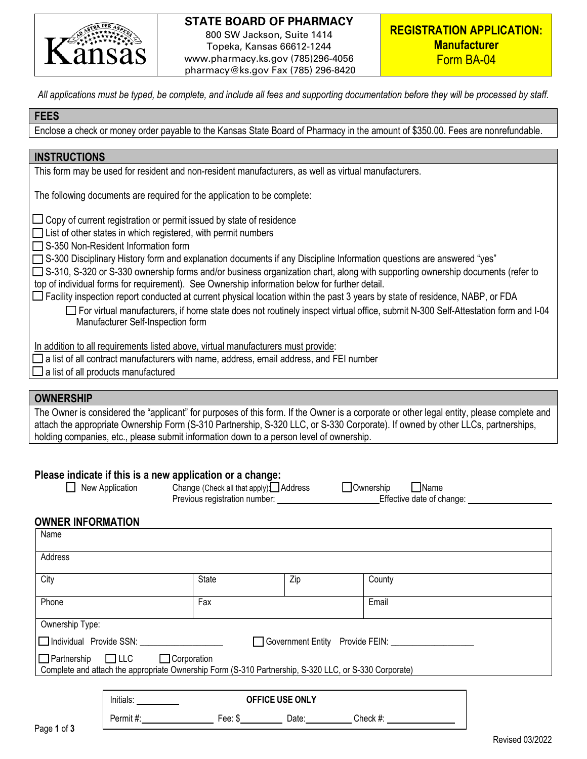| Kansas | **STATE BOARD OF PHARMACY**<br>800 SW Jackson, Suite 1414<br>Topeka, Kansas 66612-1244<br>www.pharmacy.ks.gov (785)296-4056<br>pharmacy@ks.gov Fax (785) 296-8420 | **REGISTRATION APPLICATION: Manufacturer**<br>Form BA-04 |
|---|---|---|

*All applications must be typed, be complete, and include all fees and supporting documentation before they will be processed by staff.*

## FEES

Enclose a check or money order payable to the Kansas State Board of Pharmacy in the amount of $350.00. Fees are nonrefundable.

## INSTRUCTIONS

This form may be used for resident and non-resident manufacturers, as well as virtual manufacturers.

The following documents are required for the application to be complete:

- ☐ Copy of current registration or permit issued by state of residence
- ☐ List of other states in which registered, with permit numbers
- ☐ S-350 Non-Resident Information form
- ☐ S-300 Disciplinary History form and explanation documents if any Discipline Information questions are answered "yes"
- ☐ S-310, S-320 or S-330 ownership forms and/or business organization chart, along with supporting ownership documents (refer to top of individual forms for requirement). See Ownership information below for further detail.
- ☐ Facility inspection report conducted at current physical location within the past 3 years by state of residence, NABP, or FDA
  - ☐ For virtual manufacturers, if home state does not routinely inspect virtual office, submit N-300 Self-Attestation form and I-04 Manufacturer Self-Inspection form

In addition to all requirements listed above, virtual manufacturers must provide:

- ☐ a list of all contract manufacturers with name, address, email address, and FEI number
- ☐ a list of all products manufactured

## OWNERSHIP

The Owner is considered the "applicant" for purposes of this form. If the Owner is a corporate or other legal entity, please complete and attach the appropriate Ownership Form (S-310 Partnership, S-320 LLC, or S-330 Corporate). If owned by other LLCs, partnerships, holding companies, etc., please submit information down to a person level of ownership.

### Please indicate if this is a new application or a change:

☐ New Application  Change (Check all that apply): ☐ Address ☐ Ownership ☐ Name
Previous registration number: ____________ Effective date of change: ____________

### OWNER INFORMATION

| Name | | | |
|---|---|---|---|
| Address | | | |
| City | State | Zip | County |
| Phone | Fax | | Email |

Ownership Type:

☐ Individual Provide SSN: ____________  ☐ Government Entity Provide FEIN: ____________

☐ Partnership ☐ LLC ☐ Corporation
Complete and attach the appropriate Ownership Form (S-310 Partnership, S-320 LLC, or S-330 Corporate)

| Initials: ________ | **OFFICE USE ONLY** | | |
|---|---|---|---|
| Permit #: ________ | Fee: $ ________ | Date: ________ | Check #: ________ |

Revised 03/2022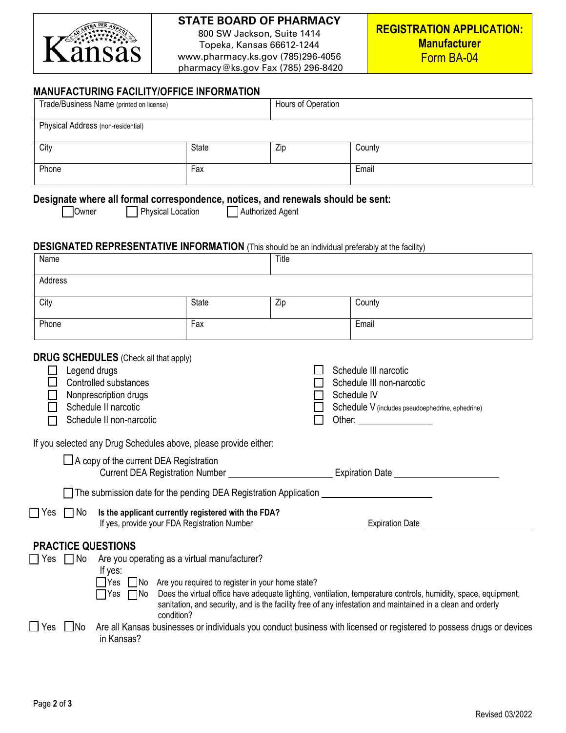**STATE BOARD OF PHARMACY**
800 SW Jackson, Suite 1414
Topeka, Kansas 66612-1244
www.pharmacy.ks.gov (785)296-4056
pharmacy@ks.gov Fax (785) 296-8420

**REGISTRATION APPLICATION: Manufacturer**
Form BA-04

## MANUFACTURING FACILITY/OFFICE INFORMATION

| Trade/Business Name (printed on license) | | Hours of Operation | |
|---|---|---|---|
| Physical Address (non-residential) | | | |
| City | State | Zip | County |
| Phone | Fax | | Email |

**Designate where all formal correspondence, notices, and renewals should be sent:**

☐ Owner ☐ Physical Location ☐ Authorized Agent

## DESIGNATED REPRESENTATIVE INFORMATION (This should be an individual preferably at the facility)

| Name | | Title | |
|---|---|---|---|
| Address | | | |
| City | State | Zip | County |
| Phone | Fax | | Email |

## DRUG SCHEDULES (Check all that apply)

- ☐ Legend drugs
- ☐ Controlled substances
- ☐ Nonprescription drugs
- ☐ Schedule II narcotic
- ☐ Schedule II non-narcotic
- ☐ Schedule III narcotic
- ☐ Schedule III non-narcotic
- ☐ Schedule IV
- ☐ Schedule V (includes pseudoephedrine, ephedrine)
- ☐ Other: ______________

If you selected any Drug Schedules above, please provide either:

☐ A copy of the current DEA Registration
Current DEA Registration Number ____________________ Expiration Date ____________________

☐ The submission date for the pending DEA Registration Application ____________________

☐ Yes ☐ No **Is the applicant currently registered with the FDA?**
If yes, provide your FDA Registration Number ____________________ Expiration Date ____________________

## PRACTICE QUESTIONS

☐ Yes ☐ No Are you operating as a virtual manufacturer?
If yes:
- ☐ Yes ☐ No Are you required to register in your home state?
- ☐ Yes ☐ No Does the virtual office have adequate lighting, ventilation, temperature controls, humidity, space, equipment, sanitation, and security, and is the facility free of any infestation and maintained in a clean and orderly condition?

☐ Yes ☐ No Are all Kansas businesses or individuals you conduct business with licensed or registered to possess drugs or devices in Kansas?

Revised 03/2022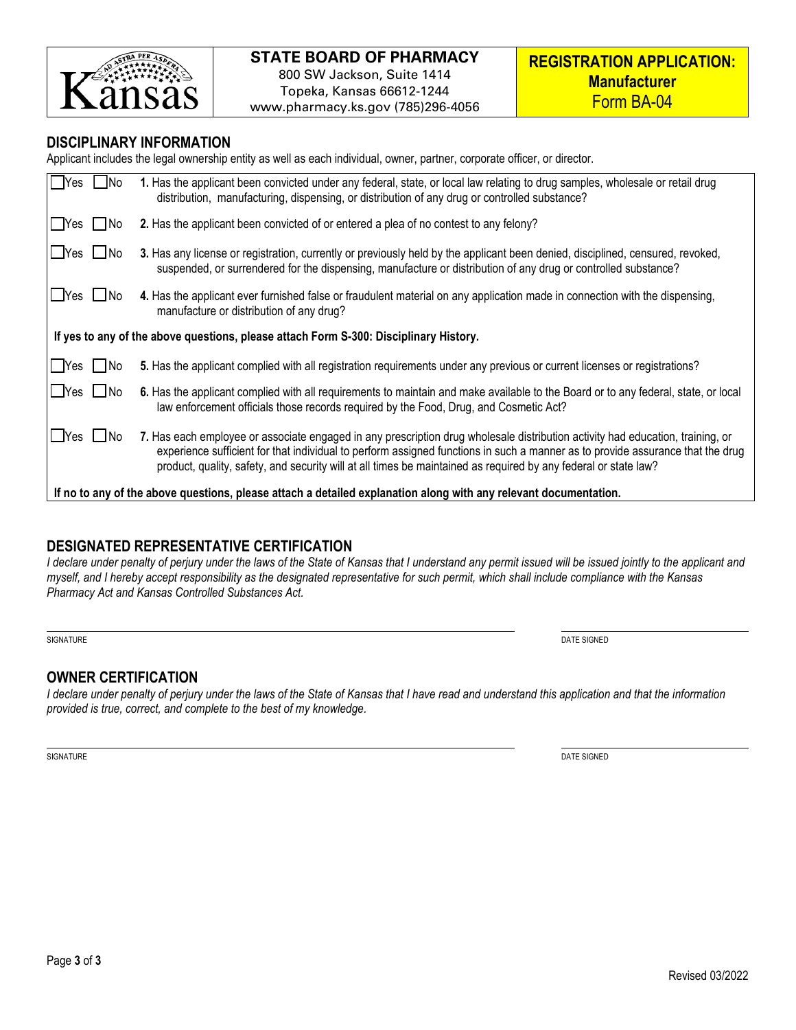STATE BOARD OF PHARMACY
800 SW Jackson, Suite 1414
Topeka, Kansas 66612-1244
www.pharmacy.ks.gov (785)296-4056

**REGISTRATION APPLICATION: Manufacturer**
Form BA-04

## DISCIPLINARY INFORMATION

Applicant includes the legal ownership entity as well as each individual, owner, partner, corporate officer, or director.

☐ Yes ☐ No **1.** Has the applicant been convicted under any federal, state, or local law relating to drug samples, wholesale or retail drug distribution, manufacturing, dispensing, or distribution of any drug or controlled substance?

☐ Yes ☐ No **2.** Has the applicant been convicted of or entered a plea of no contest to any felony?

☐ Yes ☐ No **3.** Has any license or registration, currently or previously held by the applicant been denied, disciplined, censured, revoked, suspended, or surrendered for the dispensing, manufacture or distribution of any drug or controlled substance?

☐ Yes ☐ No **4.** Has the applicant ever furnished false or fraudulent material on any application made in connection with the dispensing, manufacture or distribution of any drug?

**If yes to any of the above questions, please attach Form S-300: Disciplinary History.**

☐ Yes ☐ No **5.** Has the applicant complied with all registration requirements under any previous or current licenses or registrations?

☐ Yes ☐ No **6.** Has the applicant complied with all requirements to maintain and make available to the Board or to any federal, state, or local law enforcement officials those records required by the Food, Drug, and Cosmetic Act?

☐ Yes ☐ No **7.** Has each employee or associate engaged in any prescription drug wholesale distribution activity had education, training, or experience sufficient for that individual to perform assigned functions in such a manner as to provide assurance that the drug product, quality, safety, and security will at all times be maintained as required by any federal or state law?

**If no to any of the above questions, please attach a detailed explanation along with any relevant documentation.**

## DESIGNATED REPRESENTATIVE CERTIFICATION

*I declare under penalty of perjury under the laws of the State of Kansas that I understand any permit issued will be issued jointly to the applicant and myself, and I hereby accept responsibility as the designated representative for such permit, which shall include compliance with the Kansas Pharmacy Act and Kansas Controlled Substances Act.*

SIGNATURE ______________________ DATE SIGNED ______________________

## OWNER CERTIFICATION

*I declare under penalty of perjury under the laws of the State of Kansas that I have read and understand this application and that the information provided is true, correct, and complete to the best of my knowledge.*

SIGNATURE ______________________ DATE SIGNED ______________________

Revised 03/2022